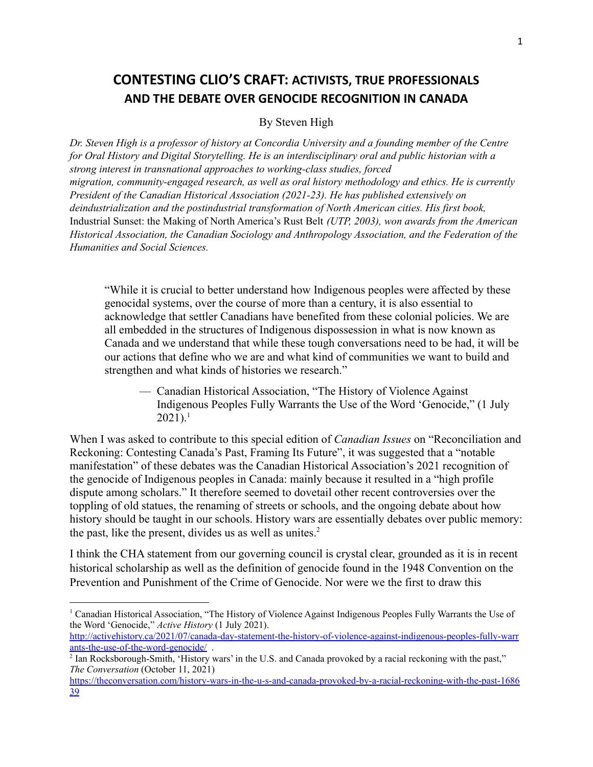# CONTESTING CLIO'S CRAFT: ACTIVISTS, TRUE PROFESSIONALS AND THE DEBATE OVER GENOCIDE RECOGNITION IN CANADA

By Steven High

*Dr. Steven High is a professor of history at Concordia University and a founding member of the Centre for Oral History and Digital Storytelling. He is an interdisciplinary oral and public historian with a strong interest in transnational approaches to working-class studies, forced migration, community-engaged research, as well as oral history methodology and ethics. He is currently President of the Canadian Historical Association (2021-23). He has published extensively on deindustrialization and the postindustrial transformation of North American cities. His first book,* Industrial Sunset: the Making of North America's Rust Belt *(UTP, 2003), won awards from the American Historical Association, the Canadian Sociology and Anthropology Association, and the Federation of the Humanities and Social Sciences.*

> "While it is crucial to better understand how Indigenous peoples were affected by these genocidal systems, over the course of more than a century, it is also essential to acknowledge that settler Canadians have benefited from these colonial policies. We are all embedded in the structures of Indigenous dispossession in what is now known as Canada and we understand that while these tough conversations need to be had, it will be our actions that define who we are and what kind of communities we want to build and strengthen and what kinds of histories we research."
>
> — Canadian Historical Association, "The History of Violence Against Indigenous Peoples Fully Warrants the Use of the Word 'Genocide,'" (1 July 2021).[1]

When I was asked to contribute to this special edition of *Canadian Issues* on "Reconciliation and Reckoning: Contesting Canada's Past, Framing Its Future", it was suggested that a "notable manifestation" of these debates was the Canadian Historical Association's 2021 recognition of the genocide of Indigenous peoples in Canada: mainly because it resulted in a "high profile dispute among scholars." It therefore seemed to dovetail other recent controversies over the toppling of old statues, the renaming of streets or schools, and the ongoing debate about how history should be taught in our schools. History wars are essentially debates over public memory: the past, like the present, divides us as well as unites.[2]

I think the CHA statement from our governing council is crystal clear, grounded as it is in recent historical scholarship as well as the definition of genocide found in the 1948 Convention on the Prevention and Punishment of the Crime of Genocide. Nor were we the first to draw this

---

[1] Canadian Historical Association, "The History of Violence Against Indigenous Peoples Fully Warrants the Use of the Word 'Genocide,'" *Active History* (1 July 2021). http://activehistory.ca/2021/07/canada-day-statement-the-history-of-violence-against-indigenous-peoples-fully-warrants-the-use-of-the-word-genocide/ .

[2] Ian Rocksborough-Smith, 'History wars' in the U.S. and Canada provoked by a racial reckoning with the past," *The Conversation* (October 11, 2021) https://theconversation.com/history-wars-in-the-u-s-and-canada-provoked-by-a-racial-reckoning-with-the-past-168639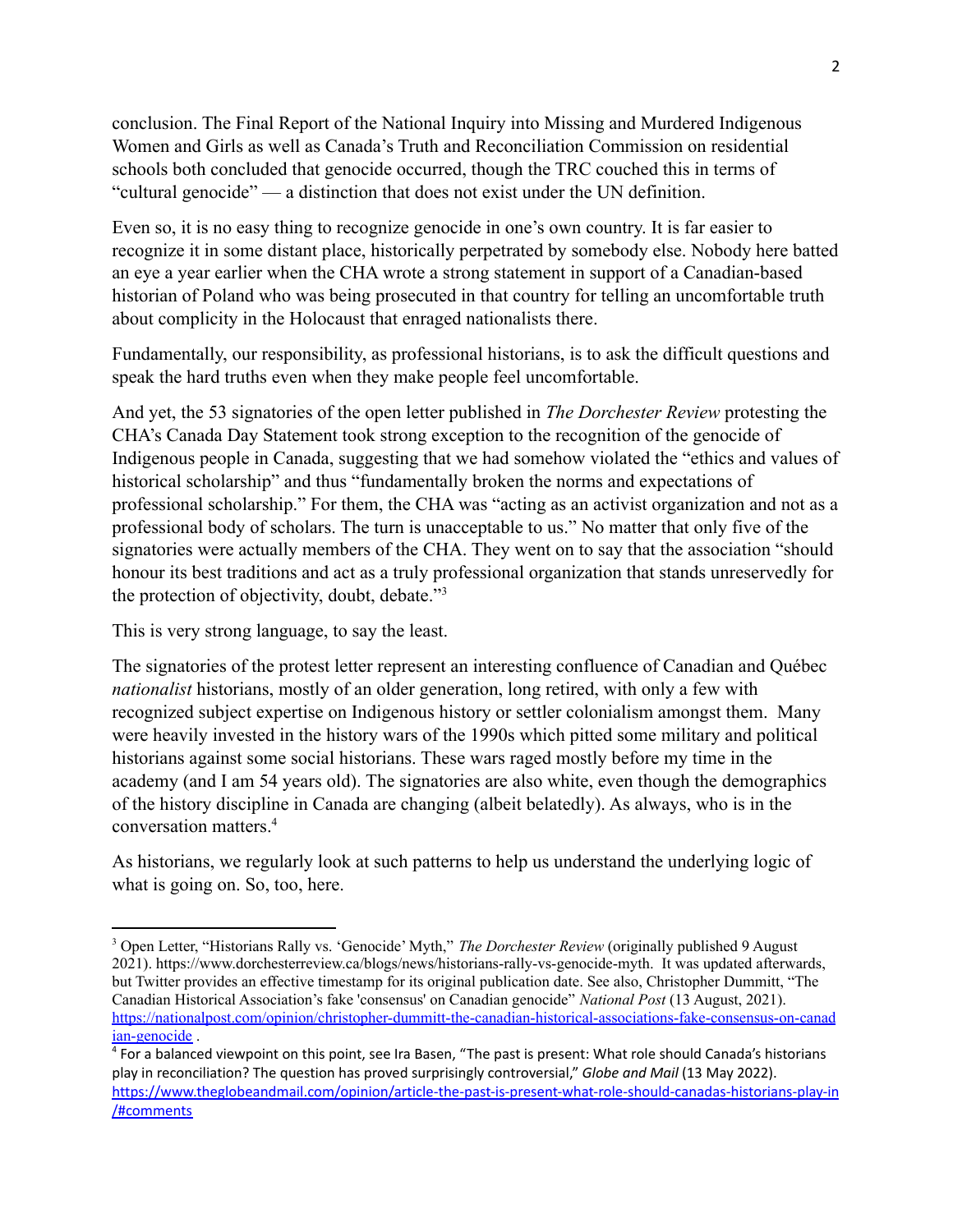conclusion. The Final Report of the National Inquiry into Missing and Murdered Indigenous Women and Girls as well as Canada's Truth and Reconciliation Commission on residential schools both concluded that genocide occurred, though the TRC couched this in terms of "cultural genocide" — a distinction that does not exist under the UN definition.

Even so, it is no easy thing to recognize genocide in one's own country. It is far easier to recognize it in some distant place, historically perpetrated by somebody else. Nobody here batted an eye a year earlier when the CHA wrote a strong statement in support of a Canadian-based historian of Poland who was being prosecuted in that country for telling an uncomfortable truth about complicity in the Holocaust that enraged nationalists there.

Fundamentally, our responsibility, as professional historians, is to ask the difficult questions and speak the hard truths even when they make people feel uncomfortable.

And yet, the 53 signatories of the open letter published in *The Dorchester Review* protesting the CHA's Canada Day Statement took strong exception to the recognition of the genocide of Indigenous people in Canada, suggesting that we had somehow violated the "ethics and values of historical scholarship" and thus "fundamentally broken the norms and expectations of professional scholarship." For them, the CHA was "acting as an activist organization and not as a professional body of scholars. The turn is unacceptable to us." No matter that only five of the signatories were actually members of the CHA. They went on to say that the association "should honour its best traditions and act as a truly professional organization that stands unreservedly for the protection of objectivity, doubt, debate."[3]

This is very strong language, to say the least.

The signatories of the protest letter represent an interesting confluence of Canadian and Québec *nationalist* historians, mostly of an older generation, long retired, with only a few with recognized subject expertise on Indigenous history or settler colonialism amongst them. Many were heavily invested in the history wars of the 1990s which pitted some military and political historians against some social historians. These wars raged mostly before my time in the academy (and I am 54 years old). The signatories are also white, even though the demographics of the history discipline in Canada are changing (albeit belatedly). As always, who is in the conversation matters.[4]

As historians, we regularly look at such patterns to help us understand the underlying logic of what is going on. So, too, here.

---

[3] Open Letter, "Historians Rally vs. 'Genocide' Myth," *The Dorchester Review* (originally published 9 August 2021). https://www.dorchesterreview.ca/blogs/news/historians-rally-vs-genocide-myth. It was updated afterwards, but Twitter provides an effective timestamp for its original publication date. See also, Christopher Dummitt, "The Canadian Historical Association's fake 'consensus' on Canadian genocide" *National Post* (13 August, 2021). https://nationalpost.com/opinion/christopher-dummitt-the-canadian-historical-associations-fake-consensus-on-canadian-genocide .

[4] For a balanced viewpoint on this point, see Ira Basen, "The past is present: What role should Canada's historians play in reconciliation? The question has proved surprisingly controversial," *Globe and Mail* (13 May 2022). https://www.theglobeandmail.com/opinion/article-the-past-is-present-what-role-should-canadas-historians-play-in/#comments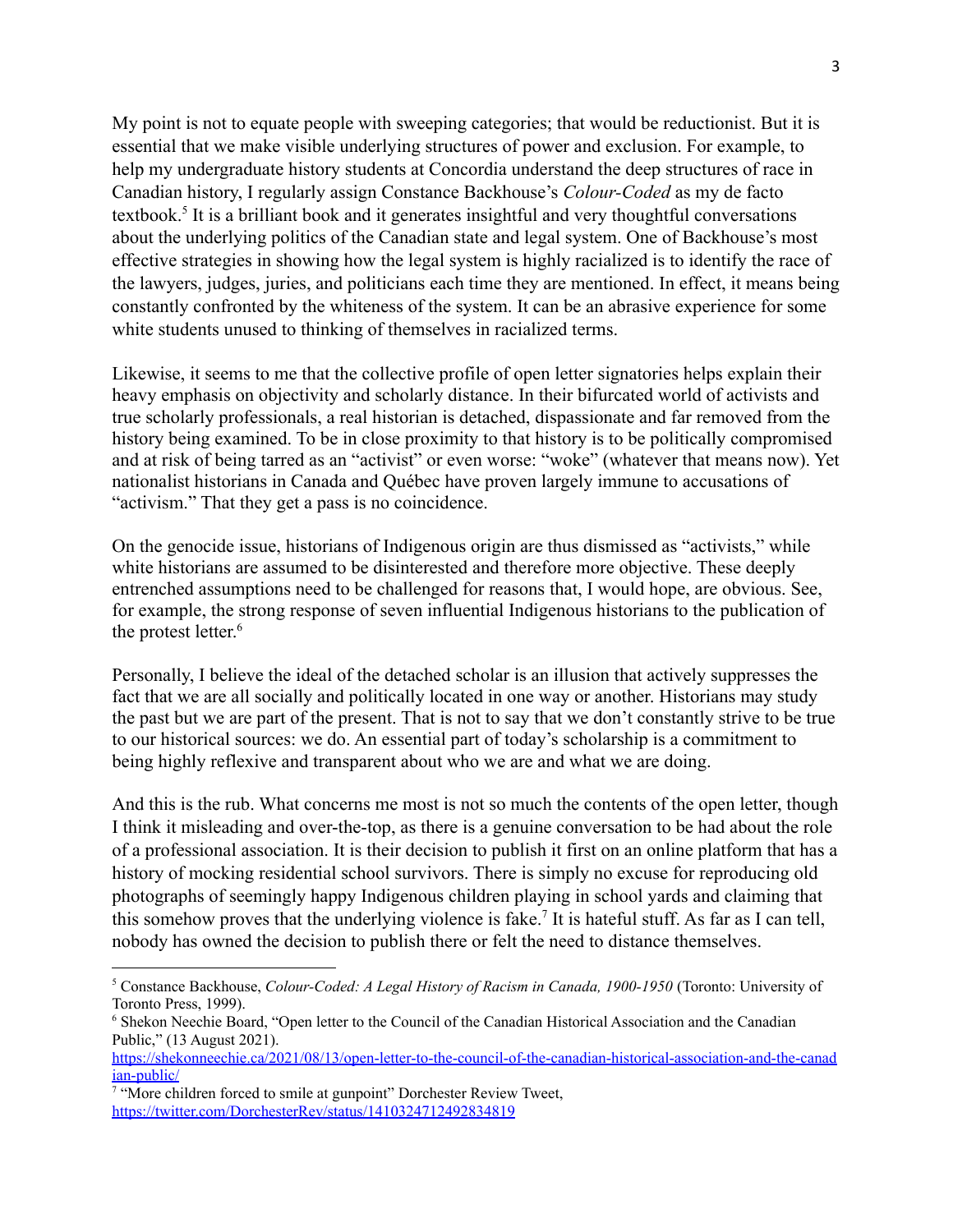My point is not to equate people with sweeping categories; that would be reductionist. But it is essential that we make visible underlying structures of power and exclusion. For example, to help my undergraduate history students at Concordia understand the deep structures of race in Canadian history, I regularly assign Constance Backhouse's *Colour-Coded* as my de facto textbook.[5] It is a brilliant book and it generates insightful and very thoughtful conversations about the underlying politics of the Canadian state and legal system. One of Backhouse's most effective strategies in showing how the legal system is highly racialized is to identify the race of the lawyers, judges, juries, and politicians each time they are mentioned. In effect, it means being constantly confronted by the whiteness of the system. It can be an abrasive experience for some white students unused to thinking of themselves in racialized terms.

Likewise, it seems to me that the collective profile of open letter signatories helps explain their heavy emphasis on objectivity and scholarly distance. In their bifurcated world of activists and true scholarly professionals, a real historian is detached, dispassionate and far removed from the history being examined. To be in close proximity to that history is to be politically compromised and at risk of being tarred as an "activist" or even worse: "woke" (whatever that means now). Yet nationalist historians in Canada and Québec have proven largely immune to accusations of "activism." That they get a pass is no coincidence.

On the genocide issue, historians of Indigenous origin are thus dismissed as "activists," while white historians are assumed to be disinterested and therefore more objective. These deeply entrenched assumptions need to be challenged for reasons that, I would hope, are obvious. See, for example, the strong response of seven influential Indigenous historians to the publication of the protest letter.[6]

Personally, I believe the ideal of the detached scholar is an illusion that actively suppresses the fact that we are all socially and politically located in one way or another. Historians may study the past but we are part of the present. That is not to say that we don't constantly strive to be true to our historical sources: we do. An essential part of today's scholarship is a commitment to being highly reflexive and transparent about who we are and what we are doing.

And this is the rub. What concerns me most is not so much the contents of the open letter, though I think it misleading and over-the-top, as there is a genuine conversation to be had about the role of a professional association. It is their decision to publish it first on an online platform that has a history of mocking residential school survivors. There is simply no excuse for reproducing old photographs of seemingly happy Indigenous children playing in school yards and claiming that this somehow proves that the underlying violence is fake.[7] It is hateful stuff. As far as I can tell, nobody has owned the decision to publish there or felt the need to distance themselves.

---

[5] Constance Backhouse, *Colour-Coded: A Legal History of Racism in Canada, 1900-1950* (Toronto: University of Toronto Press, 1999).

[6] Shekon Neechie Board, "Open letter to the Council of the Canadian Historical Association and the Canadian Public," (13 August 2021). https://shekonneechie.ca/2021/08/13/open-letter-to-the-council-of-the-canadian-historical-association-and-the-canadian-public/

[7] "More children forced to smile at gunpoint" Dorchester Review Tweet, https://twitter.com/DorchesterRev/status/1410324712492834819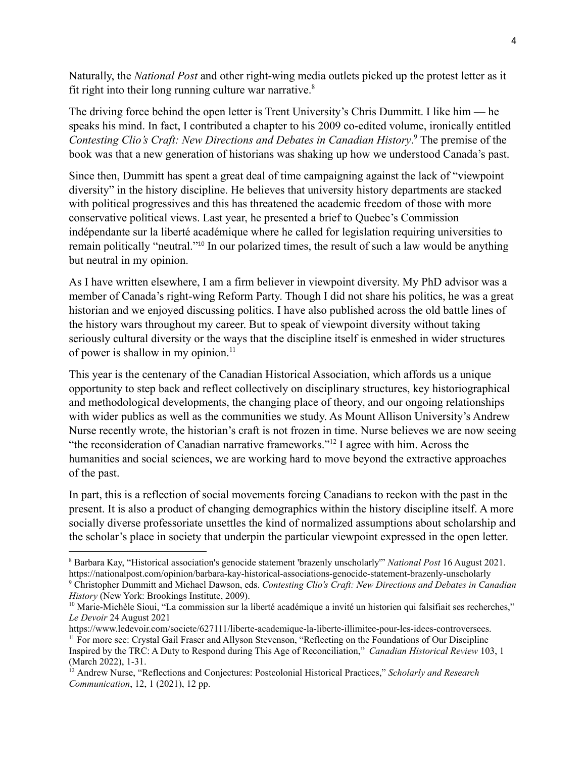Naturally, the *National Post* and other right-wing media outlets picked up the protest letter as it fit right into their long running culture war narrative.[8]

The driving force behind the open letter is Trent University's Chris Dummitt. I like him — he speaks his mind. In fact, I contributed a chapter to his 2009 co-edited volume, ironically entitled *Contesting Clio's Craft: New Directions and Debates in Canadian History*.[9] The premise of the book was that a new generation of historians was shaking up how we understood Canada's past.

Since then, Dummitt has spent a great deal of time campaigning against the lack of "viewpoint diversity" in the history discipline. He believes that university history departments are stacked with political progressives and this has threatened the academic freedom of those with more conservative political views. Last year, he presented a brief to Quebec's Commission indépendante sur la liberté académique where he called for legislation requiring universities to remain politically "neutral."[10] In our polarized times, the result of such a law would be anything but neutral in my opinion.

As I have written elsewhere, I am a firm believer in viewpoint diversity. My PhD advisor was a member of Canada's right-wing Reform Party. Though I did not share his politics, he was a great historian and we enjoyed discussing politics. I have also published across the old battle lines of the history wars throughout my career. But to speak of viewpoint diversity without taking seriously cultural diversity or the ways that the discipline itself is enmeshed in wider structures of power is shallow in my opinion.[11]

This year is the centenary of the Canadian Historical Association, which affords us a unique opportunity to step back and reflect collectively on disciplinary structures, key historiographical and methodological developments, the changing place of theory, and our ongoing relationships with wider publics as well as the communities we study. As Mount Allison University's Andrew Nurse recently wrote, the historian's craft is not frozen in time. Nurse believes we are now seeing "the reconsideration of Canadian narrative frameworks."[12] I agree with him. Across the humanities and social sciences, we are working hard to move beyond the extractive approaches of the past.

In part, this is a reflection of social movements forcing Canadians to reckon with the past in the present. It is also a product of changing demographics within the history discipline itself. A more socially diverse professoriate unsettles the kind of normalized assumptions about scholarship and the scholar's place in society that underpin the particular viewpoint expressed in the open letter.

---

[8] Barbara Kay, "Historical association's genocide statement 'brazenly unscholarly'" *National Post* 16 August 2021. https://nationalpost.com/opinion/barbara-kay-historical-associations-genocide-statement-brazenly-unscholarly

[9] Christopher Dummitt and Michael Dawson, eds. *Contesting Clio's Craft: New Directions and Debates in Canadian History* (New York: Brookings Institute, 2009).

[10] Marie-Michèle Sioui, "La commission sur la liberté académique a invité un historien qui falsifiait ses recherches," *Le Devoir* 24 August 2021 https://www.ledevoir.com/societe/627111/liberte-academique-la-liberte-illimitee-pour-les-idees-controversees.

[11] For more see: Crystal Gail Fraser and Allyson Stevenson, "Reflecting on the Foundations of Our Discipline Inspired by the TRC: A Duty to Respond during This Age of Reconciliation," *Canadian Historical Review* 103, 1 (March 2022), 1-31.

[12] Andrew Nurse, "Reflections and Conjectures: Postcolonial Historical Practices," *Scholarly and Research Communication*, 12, 1 (2021), 12 pp.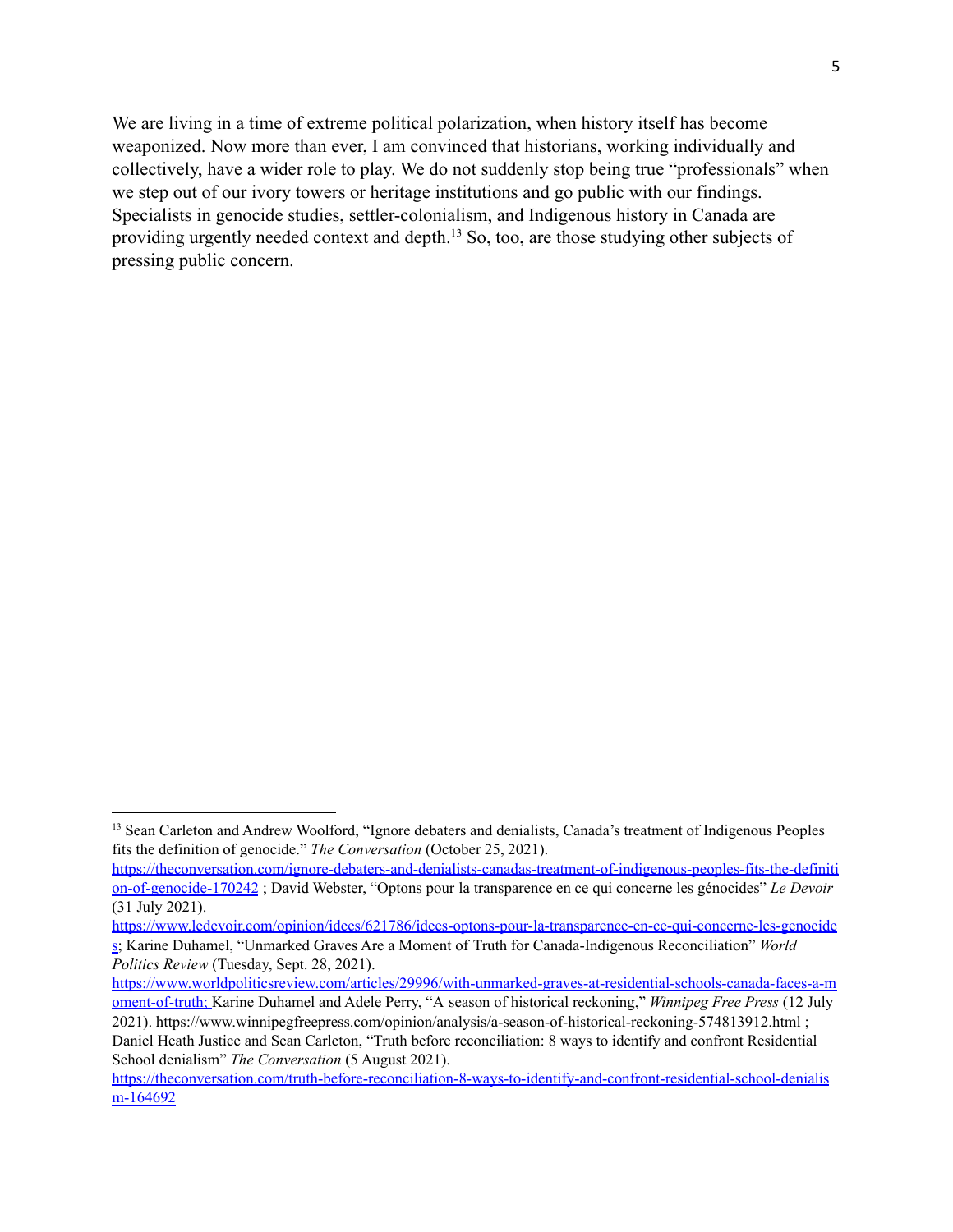We are living in a time of extreme political polarization, when history itself has become weaponized. Now more than ever, I am convinced that historians, working individually and collectively, have a wider role to play. We do not suddenly stop being true "professionals" when we step out of our ivory towers or heritage institutions and go public with our findings. Specialists in genocide studies, settler-colonialism, and Indigenous history in Canada are providing urgently needed context and depth.[13] So, too, are those studying other subjects of pressing public concern.

---

[13] Sean Carleton and Andrew Woolford, "Ignore debaters and denialists, Canada's treatment of Indigenous Peoples fits the definition of genocide." *The Conversation* (October 25, 2021). https://theconversation.com/ignore-debaters-and-denialists-canadas-treatment-of-indigenous-peoples-fits-the-definition-of-genocide-170242 ; David Webster, "Optons pour la transparence en ce qui concerne les génocides" *Le Devoir* (31 July 2021). https://www.ledevoir.com/opinion/idees/621786/idees-optons-pour-la-transparence-en-ce-qui-concerne-les-genocides; Karine Duhamel, "Unmarked Graves Are a Moment of Truth for Canada-Indigenous Reconciliation" *World Politics Review* (Tuesday, Sept. 28, 2021). https://www.worldpoliticsreview.com/articles/29996/with-unmarked-graves-at-residential-schools-canada-faces-a-moment-of-truth; Karine Duhamel and Adele Perry, "A season of historical reckoning," *Winnipeg Free Press* (12 July 2021). https://www.winnipegfreepress.com/opinion/analysis/a-season-of-historical-reckoning-574813912.html ; Daniel Heath Justice and Sean Carleton, "Truth before reconciliation: 8 ways to identify and confront Residential School denialism" *The Conversation* (5 August 2021). https://theconversation.com/truth-before-reconciliation-8-ways-to-identify-and-confront-residential-school-denialism-164692